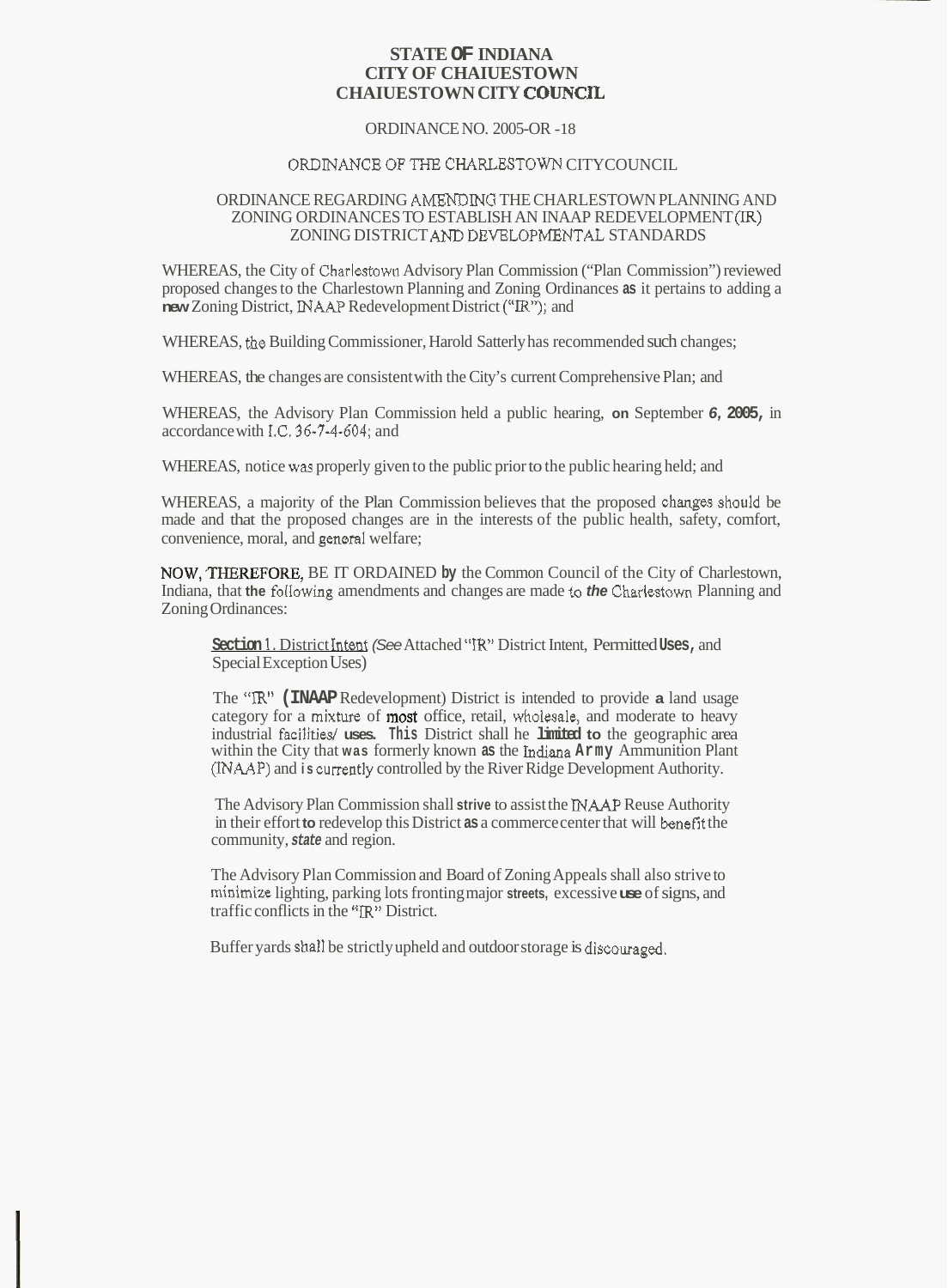# STATE OF INDIANA
# CITY OF CHAIUESTOWN
# CHAIUESTOWN CITY COUNCIL

ORDINANCE NO. 2005-OR -18

ORDINANCE OF THE CHARLESTOWN CITY COUNCIL

ORDINANCE REGARDING AMENDING THE CHARLESTOWN PLANNING AND ZONING ORDINANCES TO ESTABLISH AN INAAP REDEVELOPMENT (IR) ZONING DISTRICT AND DEVELOPMENTAL STANDARDS

WHEREAS, the City of Charlestown Advisory Plan Commission ("Plan Commission") reviewed proposed changes to the Charlestown Planning and Zoning Ordinances as it pertains to adding a new Zoning District, INAAP Redevelopment District ("IR"); and

WHEREAS, the Building Commissioner, Harold Satterly has recommended such changes;

WHEREAS, the changes are consistent with the City's current Comprehensive Plan; and

WHEREAS, the Advisory Plan Commission held a public hearing, on September 6, 2005, in accordance with I.C. 36-7-4-604; and

WHEREAS, notice was properly given to the public prior to the public hearing held; and

WHEREAS, a majority of the Plan Commission believes that the proposed changes should be made and that the proposed changes are in the interests of the public health, safety, comfort, convenience, moral, and general welfare;

NOW, THEREFORE, BE IT ORDAINED by the Common Council of the City of Charlestown, Indiana, that the following amendments and changes are made to the Charlestown Planning and Zoning Ordinances:

> **Section 1.** District Intent *(See* Attached "IR" District Intent, Permitted Uses, and Special Exception Uses)
>
> The "IR" **(INAAP** Redevelopment) District is intended to provide a land usage category for a mixture of most office, retail, wholesale, and moderate to heavy industrial facilities/ uses. This District shall he limited to the geographic area within the City that was formerly known as the Indiana Army Ammunition Plant (INAAP) and is currently controlled by the River Ridge Development Authority.
>
> The Advisory Plan Commission shall strive to assist the INAAP Reuse Authority in their effort to redevelop this District as a commerce center that will benefit the community, *state* and region.
>
> The Advisory Plan Commission and Board of Zoning Appeals shall also strive to minimize lighting, parking lots fronting major streets, excessive use of signs, and traffic conflicts in the "IR" District.
>
> Buffer yards shall be strictly upheld and outdoor storage is discouraged.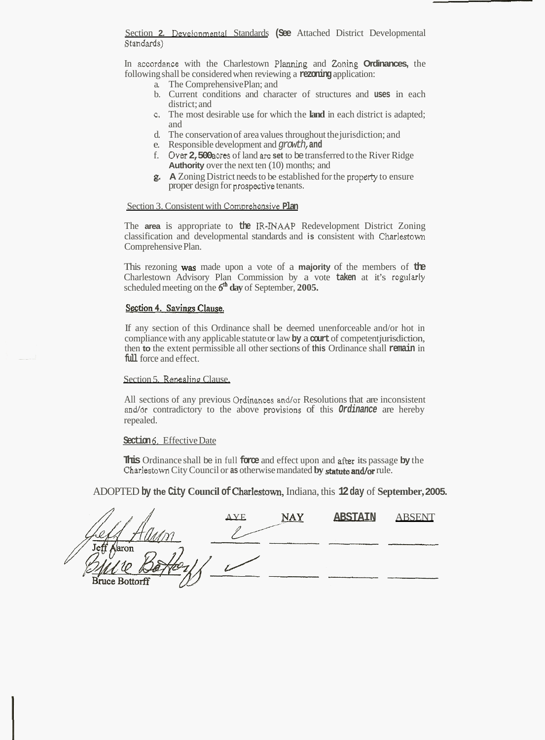Section 2. Developmental Standards (See Attached District Developmental Standards)

In accordance with the Charlestown Planning and Zoning Ordinances, the following shall be considered when reviewing a rezoning application:

a. The Comprehensive Plan; and
b. Current conditions and character of structures and uses in each district; and
c. The most desirable use for which the land in each district is adapted; and
d. The conservation of area values throughout the jurisdiction; and
e. Responsible development and growth, and
f. Over 2,500 acres of land are set to be transferred to the River Ridge Authority over the next ten (10) months; and
g. A Zoning District needs to be established for the property to ensure proper design for prospective tenants.

Section 3. Consistent with Comprehensive Plan

The area is appropriate to the IR-INAAP Redevelopment District Zoning classification and developmental standards and is consistent with Charlestown Comprehensive Plan.

This rezoning was made upon a vote of a majority of the members of the Charlestown Advisory Plan Commission by a vote taken at it's regularly scheduled meeting on the 6th day of September, 2005.

Section 4. Savings Clause.

If any section of this Ordinance shall be deemed unenforceable and/or hot in compliance with any applicable statute or law by a court of competent jurisdiction, then to the extent permissible all other sections of this Ordinance shall remain in full force and effect.

Section 5. Repealing Clause.

All sections of any previous Ordinances and/or Resolutions that are inconsistent and/or contradictory to the above provisions of this Ordinance are hereby repealed.

Section 6. Effective Date

This Ordinance shall be in full force and effect upon and after its passage by the Charlestown City Council or as otherwise mandated by statute and/or rule.

ADOPTED by the City Council of Charlestown, Indiana, this 12 day of September, 2005.

| | AYE | NAY | ABSTAIN | ABSENT |
|---|---|---|---|---|
| Jeff Aaron | ✓ | | | |
| Bruce Bottorff | ✓ | | | |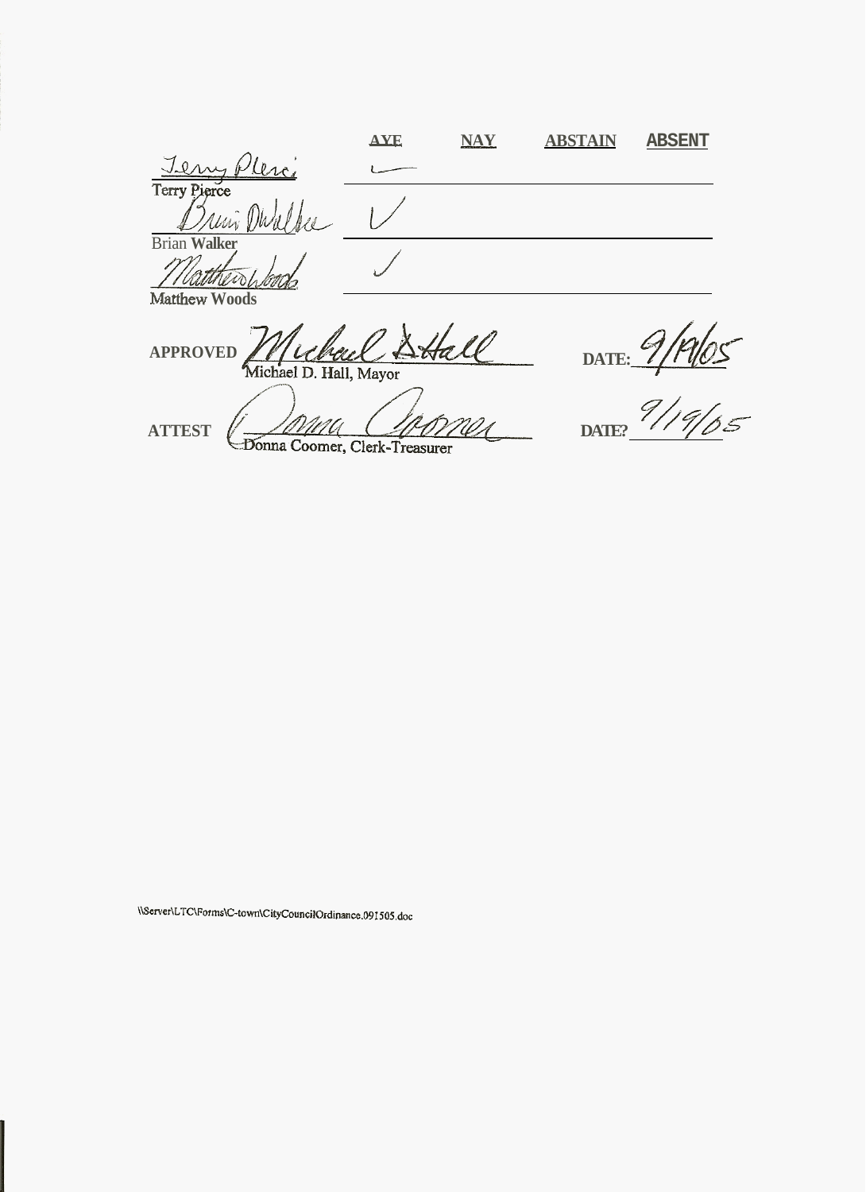| | AYE | NAY | ABSTAIN | ABSENT |
|---|---|---|---|---|
| Terry Pierce | ✓ | | | |
| Brian Walker | ✓ | | | |
| Matthew Woods | ✓ | | | |

APPROVED ______________________ DATE: 9/19/05
Michael D. Hall, Mayor

ATTEST ______________________ DATE: 9/19/05
Donna Coomer, Clerk-Treasurer

\\Server\LTC\Forms\C-town\CityCouncilOrdinance.091505.doc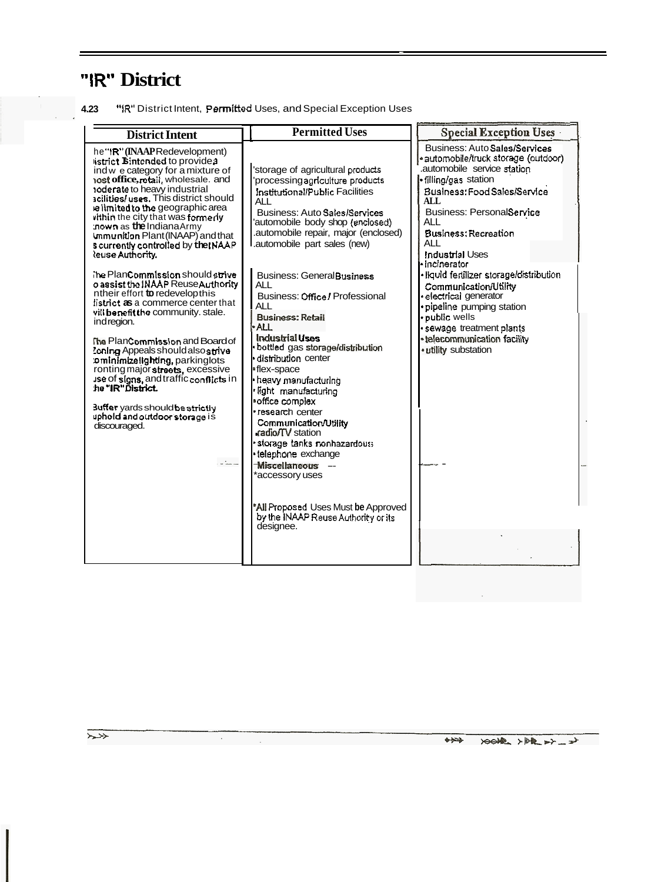# "IR" District

**4.23** "IR" District Intent, Permitted Uses, and Special Exception Uses

| District Intent | Permitted Uses | Special Exception Uses |
|---|---|---|
| The "IR" (INAAP Redevelopment) District is intended to provide a land use category for a mixture of post office, retail, wholesale, and moderate to heavy industrial facilities/uses. This district should be limited to the geographic area within the city that was formerly known as the Indiana Army Ammunition Plant (INAAP) and that is currently controlled by the INAAP Reuse Authority.<br><br>The Plan Commission should strive to assist the INAAP Reuse Authority in their effort to redevelop this district as a commerce center that will benefit the community, state, and region.<br><br>The Plan Commission and Board of Zoning Appeals should also strive to minimize lighting, parking lots fronting major streets, excessive use of signs, and traffic conflicts in the "IR" District.<br><br>Buffer yards should be strictly uphold and outdoor storage is discouraged. | • storage of agricultural products<br>• processing agriculture products<br>**Institutional/Public Facilities**<br>ALL<br>**Business: Auto Sales/Services**<br>• automobile body shop (enclosed)<br>• automobile repair, major (enclosed)<br>• automobile part sales (new)<br><br>**Business: General Business**<br>ALL<br>**Business: Office / Professional**<br>ALL<br>**Business: Retail**<br>• ALL<br>**Industrial Uses**<br>• bottled gas storage/distribution<br>• distribution center<br>• flex-space<br>• heavy manufacturing<br>• light manufacturing<br>• office complex<br>• research center<br>**Communication/Utility**<br>• radio/TV station<br>• storage tanks nonhazardous<br>• telephone exchange<br>**Miscellaneous**<br>• accessory uses<br><br>*All Proposed Uses Must be Approved by the INAAP Reuse Authority or its designee. | **Business: Auto Sales/Services**<br>• automobile/truck storage (outdoor)<br>• automobile service station<br>• filling/gas station<br>**Business: Food Sales/Service**<br>ALL<br>**Business: Personal Service**<br>ALL<br>**Business: Recreation**<br>ALL<br>**Industrial Uses**<br>• incinerator<br>• liquid fertilizer storage/distribution<br>**Communication/Utility**<br>• electrical generator<br>• pipeline pumping station<br>• public wells<br>• sewage treatment plants<br>• telecommunication facility<br>• utility substation |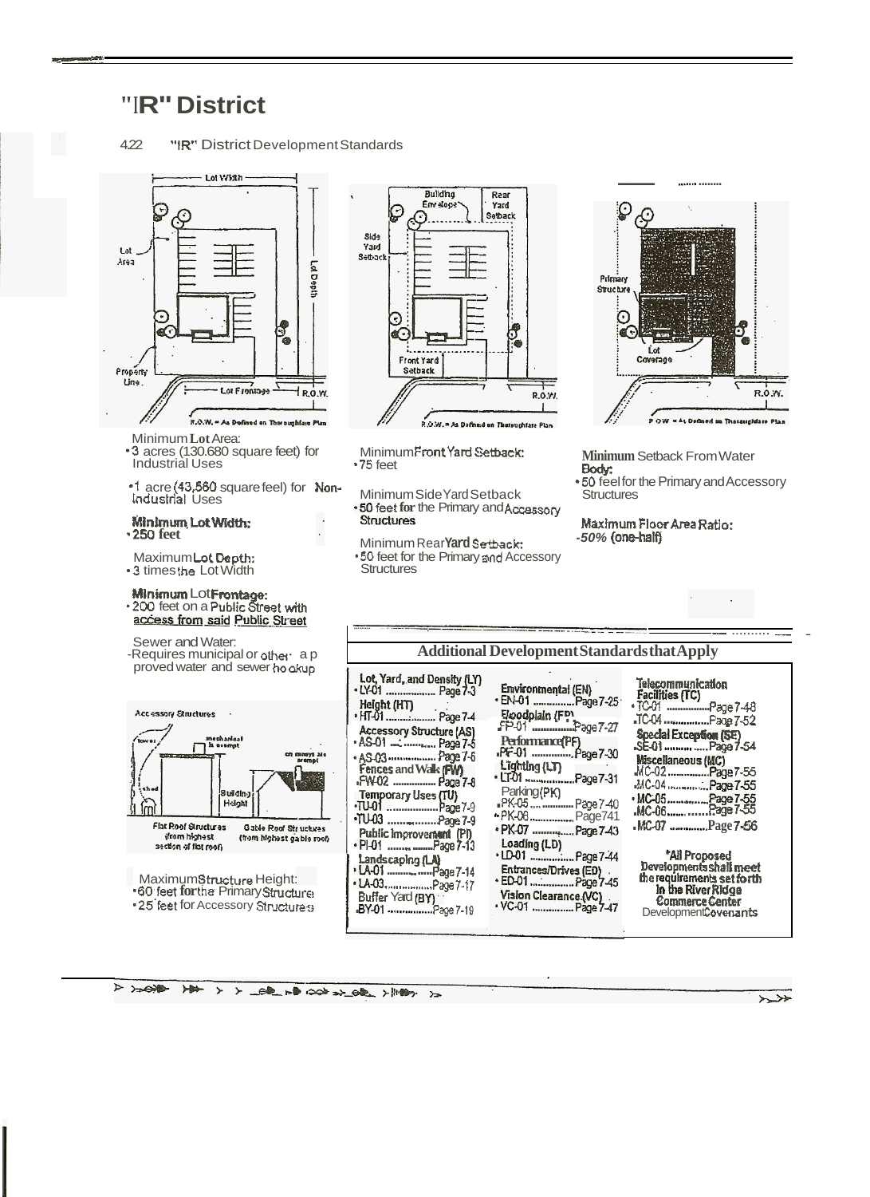# "IR" District

4.22 "IR" District Development Standards

Lot Width

Lot Area

Lot Depth

Property Line

Lot Frontage

R.O.W.

R.O.W. = As Defined on Thoroughfare Plan

Building Envelope

Rear Yard Setback

Side Yard Setback

Front Yard Setback

R.O.W.

R.O.W. = As Defined on Thoroughfare Plan

Primary Structure

Lot Coverage

R.O.W.

R.O.W. = As Defined on Thoroughfare Plan

Minimum **Lot** Area:
- 3 acres (130,680 square feet) for Industrial Uses
- 1 acre (43,560 square feel) for Non-Industrial Uses

**Minimum Lot Width:**
- **250 feet**

Maximum **Lot Depth:**
- 3 times the Lot Width

**Minimum Lot Frontage:**
- 200 feet on a Public Street with access from said Public Street

Sewer and Water:
- Requires municipal or other approved water and sewer hookup

Minimum **Front Yard Setback:**
- 75 feet

Minimum Side Yard Setback
- **50 feet for** the Primary and Accessory **Structures**

Minimum Rear **Yard Setback:**
- 50 feet for the Primary and Accessory Structures

**Minimum** Setback From Water **Body:**
- 50 feel for the Primary and Accessory Structures

**Maximum Floor Area Ratio:**
- *50%* **(one-half)**

Accessory Structures

tower

mechanical is exempt

chimneys are exempt

shed

Building Height

Flat Roof Structures (from highest section of flat roof)

Gable Roof Structures (from highest gable roof)

Maximum **Structure** Height:
- 60 feet **for** the Primary Structure
- 25 feet for Accessory Structures

## Additional Development Standards that Apply

**Lot, Yard, and Density (LY)**
- LY-01 .................. Page 7-3

**Height (HT)**
- HT-01 .................. Page 7-4

**Accessory Structure (AS)**
- AS-01 .................. Page 7-5
- AS-03 .................. Page 7-6

**Fences and Walls (FW)**
- FW-02 .................. Page 7-8

**Temporary Uses (TU)**
- TU-01 .................. Page 7-9
- TU-03 .................. Page 7-9

**Public Improvement (PI)**
- PI-01 .................. Page 7-13

**Landscaping (LA)**
- LA-01 .................. Page 7-14
- LA-03 .................. Page 7-17

Buffer Yard (BY)
- BY-01 .................. Page 7-19

**Environmental (EN)**
- EN-01 .................. Page 7-25

**Floodplain (FP)**
- FP-01 .................. Page 7-27

**Performance (PF)**
- PF-01 .................. Page 7-30

**Lighting (LT)**
- LT-01 .................. Page 7-31

Parking (PK)
- PK-05 .................. Page 7-40
- PK-06 .................. Page 7-41
- PK-07 .................. Page 7-43

**Loading (LD)**
- LD-01 .................. Page 7-44

**Entrances/Drives (ED)**
- ED-01 .................. Page 7-45

**Vision Clearance (VC)**
- VC-01 .................. Page 7-47

**Telecommunication Facilities (TC)**
- TC-01 .................. Page 7-48
- TC-04 .................. Page 7-52

**Special Exception (SE)**
- SE-01 .................. Page 7-54

**Miscellaneous (MC)**
- MC-02 .................. Page 7-55
- MC-04 .................. Page 7-55
- MC-05 .................. Page 7-55
- MC-06 .................. Page 7-55
- MC-07 .................. Page 7-56

***All Proposed Developments shall meet the requirements set forth in the River Ridge Commerce Center** Development **Covenants**